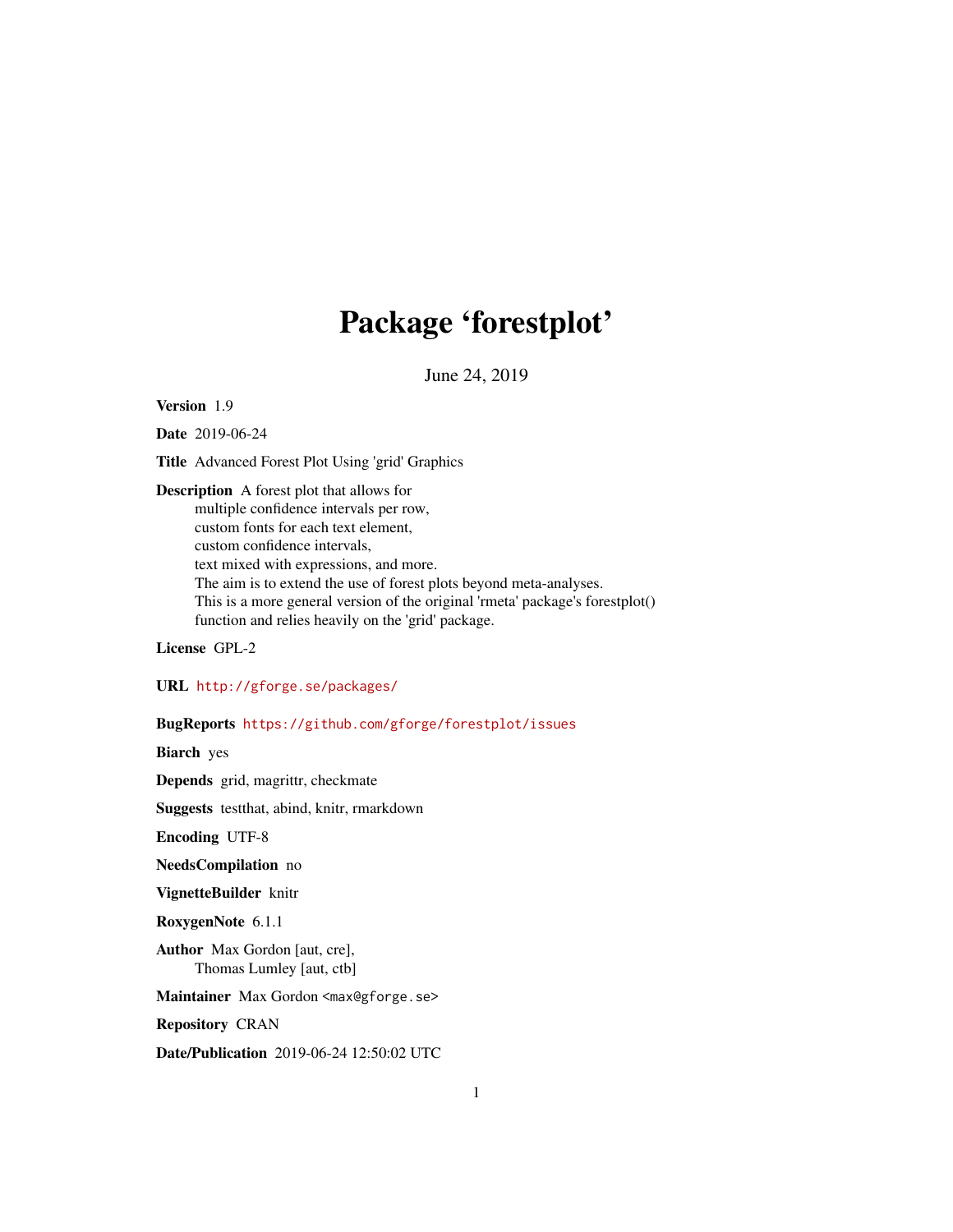# Package 'forestplot'

June 24, 2019

**Version** 1.9

**Date** 2019-06-24

**Title** Advanced Forest Plot Using 'grid' Graphics

**Description** A forest plot that allows for
multiple confidence intervals per row,
custom fonts for each text element,
custom confidence intervals,
text mixed with expressions, and more.
The aim is to extend the use of forest plots beyond meta-analyses.
This is a more general version of the original 'rmeta' package's forestplot()
function and relies heavily on the 'grid' package.

**License** GPL-2

**URL** http://gforge.se/packages/

**BugReports** https://github.com/gforge/forestplot/issues

**Biarch** yes

**Depends** grid, magrittr, checkmate

**Suggests** testthat, abind, knitr, rmarkdown

**Encoding** UTF-8

**NeedsCompilation** no

**VignetteBuilder** knitr

**RoxygenNote** 6.1.1

**Author** Max Gordon [aut, cre],
Thomas Lumley [aut, ctb]

**Maintainer** Max Gordon <max@gforge.se>

**Repository** CRAN

**Date/Publication** 2019-06-24 12:50:02 UTC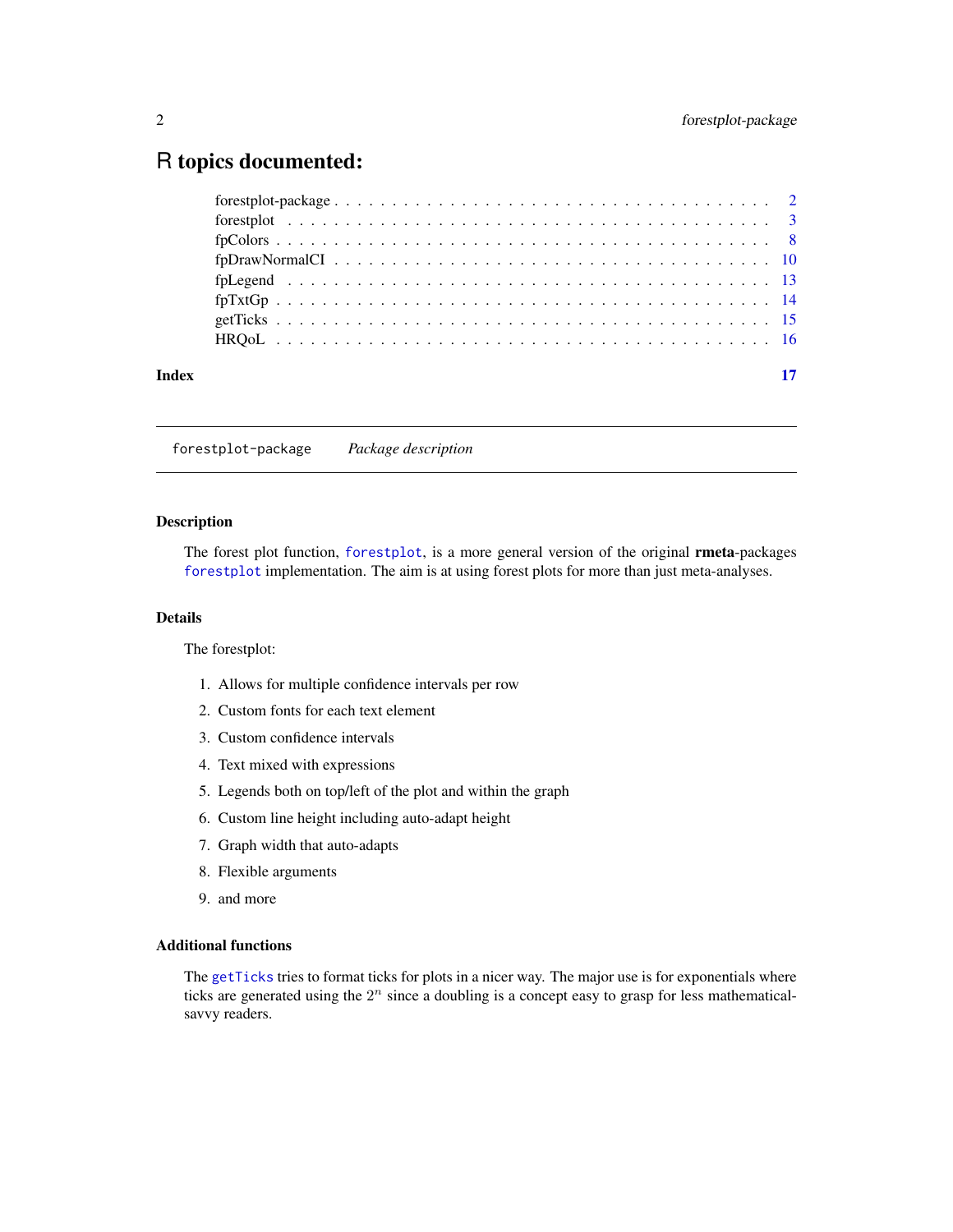# R topics documented:

| | |
|---|---|
| forestplot-package | 2 |
| forestplot | 3 |
| fpColors | 8 |
| fpDrawNormalCI | 10 |
| fpLegend | 13 |
| fpTxtGp | 14 |
| getTicks | 15 |
| HRQoL | 16 |
| **Index** | **17** |

---

`forestplot-package` *Package description*

---

### Description

The forest plot function, `forestplot`, is a more general version of the original **rmeta**-packages `forestplot` implementation. The aim is at using forest plots for more than just meta-analyses.

### Details

The forestplot:

1. Allows for multiple confidence intervals per row
2. Custom fonts for each text element
3. Custom confidence intervals
4. Text mixed with expressions
5. Legends both on top/left of the plot and within the graph
6. Custom line height including auto-adapt height
7. Graph width that auto-adapts
8. Flexible arguments
9. and more

### Additional functions

The `getTicks` tries to format ticks for plots in a nicer way. The major use is for exponentials where ticks are generated using the $2^n$ since a doubling is a concept easy to grasp for less mathematical-savvy readers.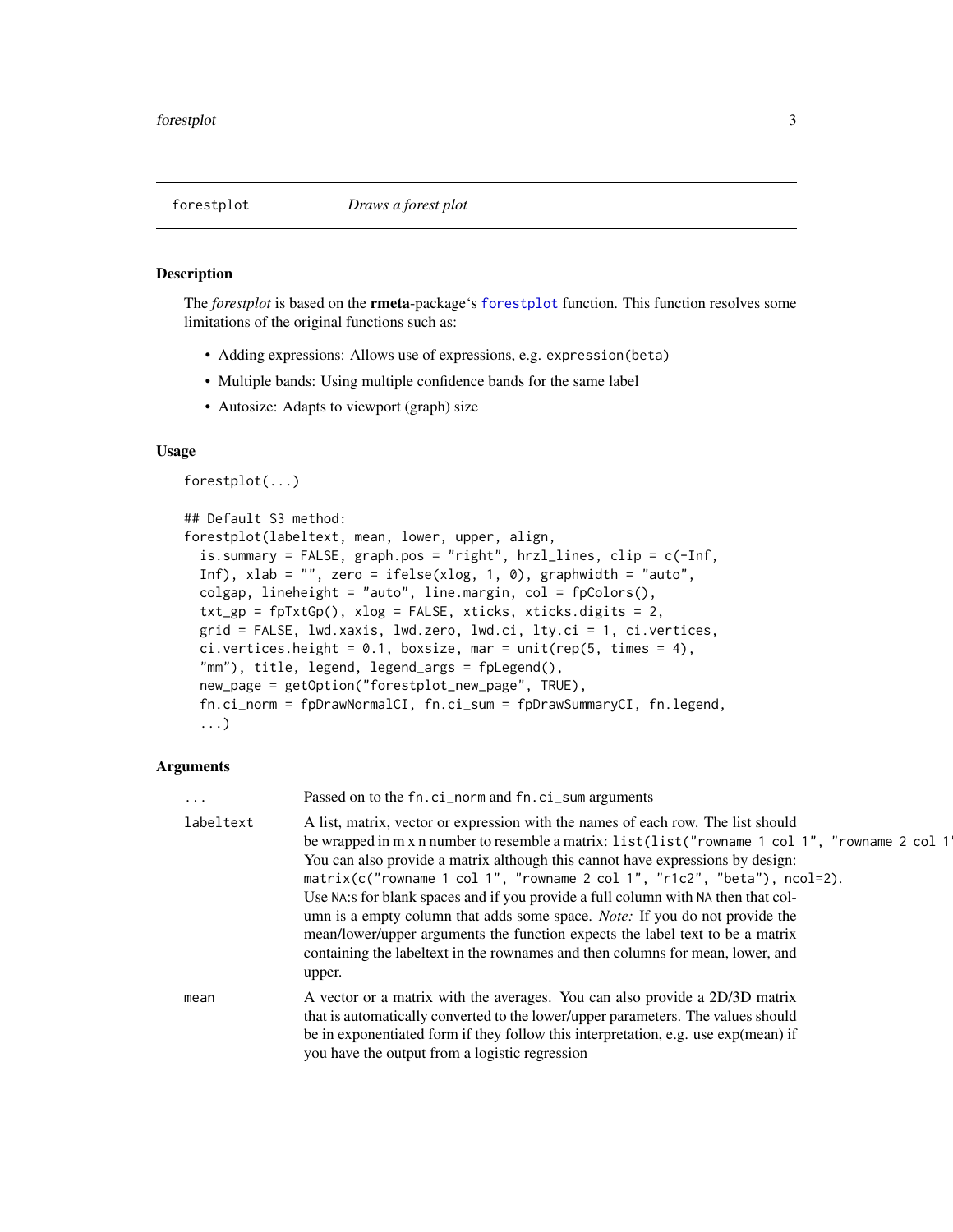forestplot *Draws a forest plot*

### Description

The *forestplot* is based on the **rmeta**-package's forestplot function. This function resolves some limitations of the original functions such as:

- Adding expressions: Allows use of expressions, e.g. `expression(beta)`
- Multiple bands: Using multiple confidence bands for the same label
- Autosize: Adapts to viewport (graph) size

### Usage

```
forestplot(...)

## Default S3 method:
forestplot(labeltext, mean, lower, upper, align,
  is.summary = FALSE, graph.pos = "right", hrzl_lines, clip = c(-Inf,
  Inf), xlab = "", zero = ifelse(xlog, 1, 0), graphwidth = "auto",
  colgap, lineheight = "auto", line.margin, col = fpColors(),
  txt_gp = fpTxtGp(), xlog = FALSE, xticks, xticks.digits = 2,
  grid = FALSE, lwd.xaxis, lwd.zero, lwd.ci, lty.ci = 1, ci.vertices,
  ci.vertices.height = 0.1, boxsize, mar = unit(rep(5, times = 4),
  "mm"), title, legend, legend_args = fpLegend(),
  new_page = getOption("forestplot_new_page", TRUE),
  fn.ci_norm = fpDrawNormalCI, fn.ci_sum = fpDrawSummaryCI, fn.legend,
  ...)
```

### Arguments

| | |
|---|---|
| `...` | Passed on to the `fn.ci_norm` and `fn.ci_sum` arguments |
| `labeltext` | A list, matrix, vector or expression with the names of each row. The list should be wrapped in m x n number to resemble a matrix: `list(list("rowname 1 col 1", "rowname 2 col 1"` You can also provide a matrix although this cannot have expressions by design: `matrix(c("rowname 1 col 1", "rowname 2 col 1", "r1c2", "beta"), ncol=2)`. Use `NA`:s for blank spaces and if you provide a full column with `NA` then that column is a empty column that adds some space. *Note:* If you do not provide the mean/lower/upper arguments the function expects the label text to be a matrix containing the labeltext in the rownames and then columns for mean, lower, and upper. |
| `mean` | A vector or a matrix with the averages. You can also provide a 2D/3D matrix that is automatically converted to the lower/upper parameters. The values should be in exponentiated form if they follow this interpretation, e.g. use exp(mean) if you have the output from a logistic regression |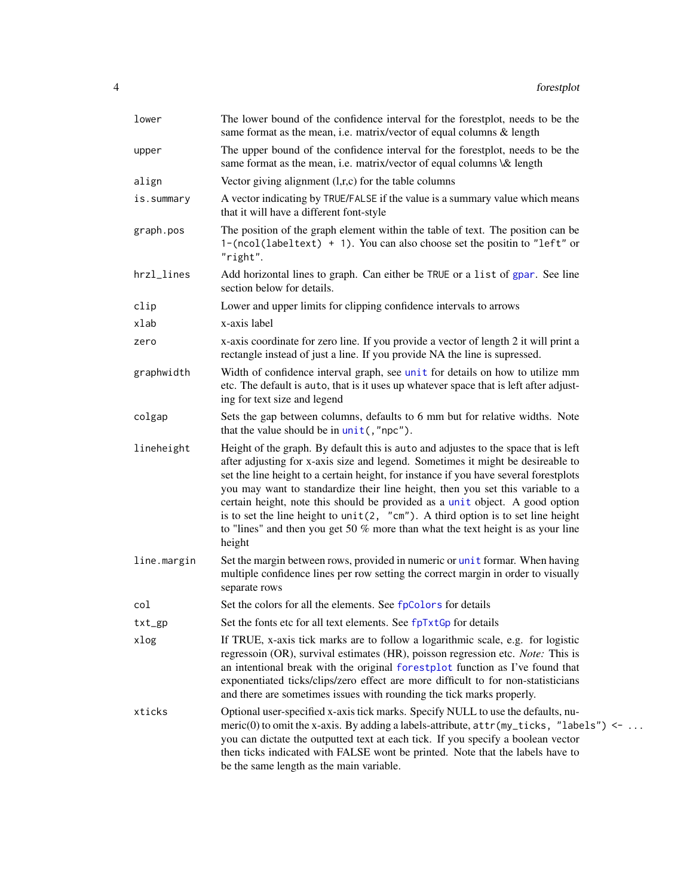| | |
|---|---|
| `lower` | The lower bound of the confidence interval for the forestplot, needs to be the same format as the mean, i.e. matrix/vector of equal columns & length |
| `upper` | The upper bound of the confidence interval for the forestplot, needs to be the same format as the mean, i.e. matrix/vector of equal columns \& length |
| `align` | Vector giving alignment (l,r,c) for the table columns |
| `is.summary` | A vector indicating by `TRUE`/`FALSE` if the value is a summary value which means that it will have a different font-style |
| `graph.pos` | The position of the graph element within the table of text. The position can be `1-(ncol(labeltext) + 1)`. You can also choose set the positin to `"left"` or `"right"`. |
| `hrzl_lines` | Add horizontal lines to graph. Can either be `TRUE` or a `list` of `gpar`. See line section below for details. |
| `clip` | Lower and upper limits for clipping confidence intervals to arrows |
| `xlab` | x-axis label |
| `zero` | x-axis coordinate for zero line. If you provide a vector of length 2 it will print a rectangle instead of just a line. If you provide NA the line is supressed. |
| `graphwidth` | Width of confidence interval graph, see `unit` for details on how to utilize mm etc. The default is `auto`, that is it uses up whatever space that is left after adjusting for text size and legend |
| `colgap` | Sets the gap between columns, defaults to 6 mm but for relative widths. Note that the value should be in `unit(,"npc")`. |
| `lineheight` | Height of the graph. By default this is `auto` and adjustes to the space that is left after adjusting for x-axis size and legend. Sometimes it might be desireable to set the line height to a certain height, for instance if you have several forestplots you may want to standardize their line height, then you set this variable to a certain height, note this should be provided as a `unit` object. A good option is to set the line height to `unit(2, "cm")`. A third option is to set line height to "lines" and then you get 50 % more than what the text height is as your line height |
| `line.margin` | Set the margin between rows, provided in numeric or `unit` formar. When having multiple confidence lines per row setting the correct margin in order to visually separate rows |
| `col` | Set the colors for all the elements. See `fpColors` for details |
| `txt_gp` | Set the fonts etc for all text elements. See `fpTxtGp` for details |
| `xlog` | If TRUE, x-axis tick marks are to follow a logarithmic scale, e.g. for logistic regressoin (OR), survival estimates (HR), poisson regression etc. *Note:* This is an intentional break with the original `forestplot` function as I've found that exponentiated ticks/clips/zero effect are more difficult to for non-statisticians and there are sometimes issues with rounding the tick marks properly. |
| `xticks` | Optional user-specified x-axis tick marks. Specify NULL to use the defaults, numeric(0) to omit the x-axis. By adding a labels-attribute, `attr(my_ticks, "labels") <- ...` you can dictate the outputted text at each tick. If you specify a boolean vector then ticks indicated with FALSE wont be printed. Note that the labels have to be the same length as the main variable. |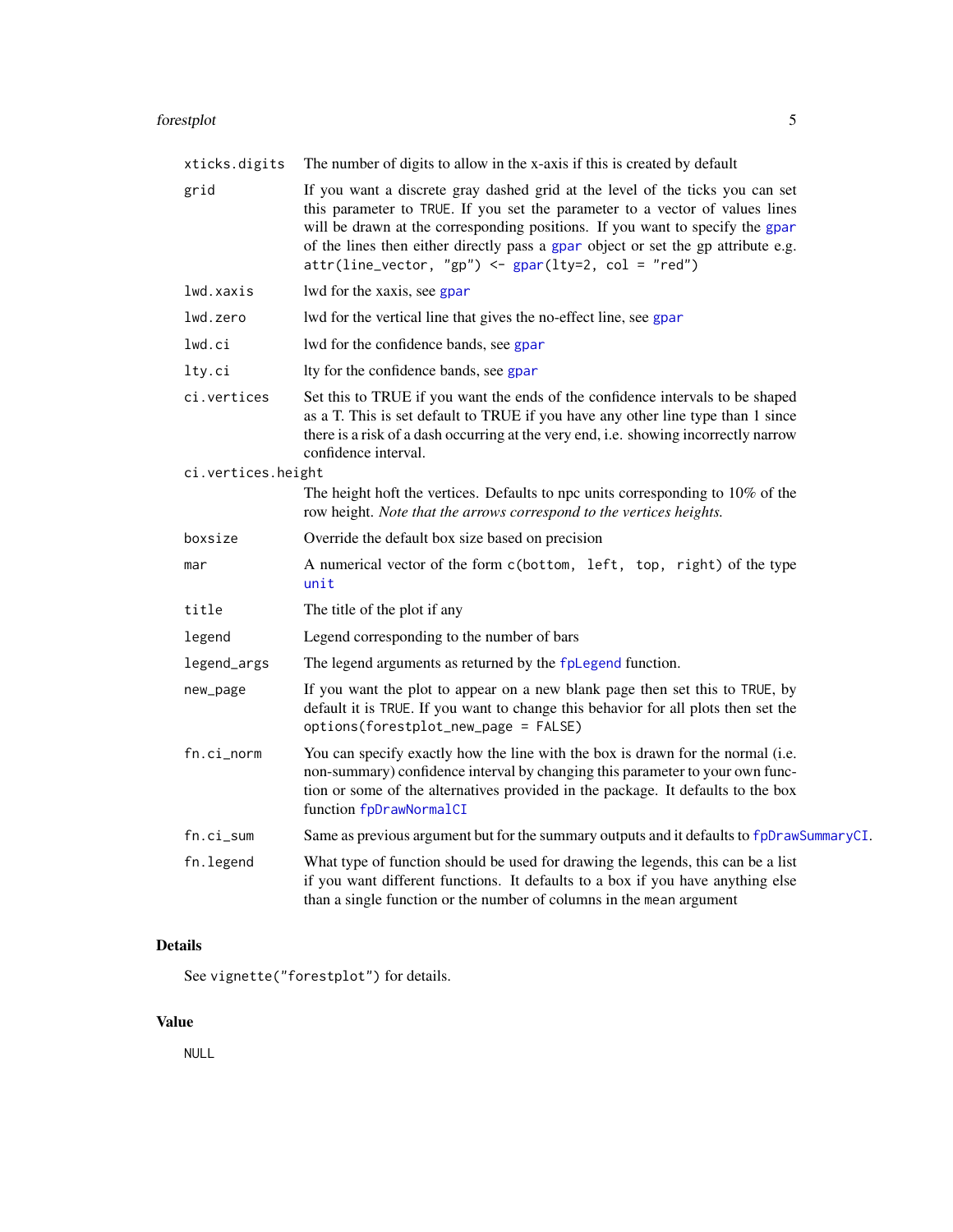| | |
|---|---|
| `xticks.digits` | The number of digits to allow in the x-axis if this is created by default |
| `grid` | If you want a discrete gray dashed grid at the level of the ticks you can set this parameter to `TRUE`. If you set the parameter to a vector of values lines will be drawn at the corresponding positions. If you want to specify the `gpar` of the lines then either directly pass a `gpar` object or set the gp attribute e.g. `attr(line_vector, "gp") <- gpar(lty=2, col = "red")` |
| `lwd.xaxis` | lwd for the xaxis, see `gpar` |
| `lwd.zero` | lwd for the vertical line that gives the no-effect line, see `gpar` |
| `lwd.ci` | lwd for the confidence bands, see `gpar` |
| `lty.ci` | lty for the confidence bands, see `gpar` |
| `ci.vertices` | Set this to TRUE if you want the ends of the confidence intervals to be shaped as a T. This is set default to TRUE if you have any other line type than 1 since there is a risk of a dash occurring at the very end, i.e. showing incorrectly narrow confidence interval. |
| `ci.vertices.height` | The height hoft the vertices. Defaults to npc units corresponding to 10% of the row height. *Note that the arrows correspond to the vertices heights.* |
| `boxsize` | Override the default box size based on precision |
| `mar` | A numerical vector of the form `c(bottom, left, top, right)` of the type `unit` |
| `title` | The title of the plot if any |
| `legend` | Legend corresponding to the number of bars |
| `legend_args` | The legend arguments as returned by the `fpLegend` function. |
| `new_page` | If you want the plot to appear on a new blank page then set this to `TRUE`, by default it is `TRUE`. If you want to change this behavior for all plots then set the `options(forestplot_new_page = FALSE)` |
| `fn.ci_norm` | You can specify exactly how the line with the box is drawn for the normal (i.e. non-summary) confidence interval by changing this parameter to your own function or some of the alternatives provided in the package. It defaults to the box function `fpDrawNormalCI` |
| `fn.ci_sum` | Same as previous argument but for the summary outputs and it defaults to `fpDrawSummaryCI`. |
| `fn.legend` | What type of function should be used for drawing the legends, this can be a list if you want different functions. It defaults to a box if you have anything else than a single function or the number of columns in the `mean` argument |

## Details

See `vignette("forestplot")` for details.

## Value

`NULL`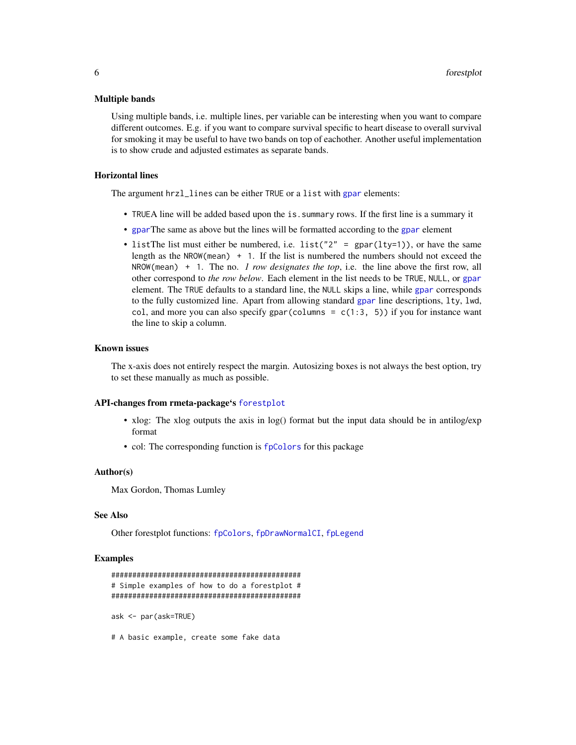### Multiple bands

Using multiple bands, i.e. multiple lines, per variable can be interesting when you want to compare different outcomes. E.g. if you want to compare survival specific to heart disease to overall survival for smoking it may be useful to have two bands on top of eachother. Another useful implementation is to show crude and adjusted estimates as separate bands.

### Horizontal lines

The argument `hrzl_lines` can be either `TRUE` or a `list` with `gpar` elements:

- `TRUE`A line will be added based upon the `is.summary` rows. If the first line is a summary it
- `gpar`The same as above but the lines will be formatted according to the `gpar` element
- `list`The list must either be numbered, i.e. `list("2" = gpar(lty=1))`, or have the same length as the `NROW(mean) + 1`. If the list is numbered the numbers should not exceed the `NROW(mean) + 1`. The no. *1 row designates the top*, i.e. the line above the first row, all other correspond to *the row below*. Each element in the list needs to be `TRUE`, `NULL`, or `gpar` element. The `TRUE` defaults to a standard line, the `NULL` skips a line, while `gpar` corresponds to the fully customized line. Apart from allowing standard `gpar` line descriptions, `lty`, `lwd`, `col`, and more you can also specify `gpar(columns = c(1:3, 5))` if you for instance want the line to skip a column.

### Known issues

The x-axis does not entirely respect the margin. Autosizing boxes is not always the best option, try to set these manually as much as possible.

### API-changes from rmeta-package's `forestplot`

- xlog: The xlog outputs the axis in log() format but the input data should be in antilog/exp format
- col: The corresponding function is `fpColors` for this package

### Author(s)

Max Gordon, Thomas Lumley

### See Also

Other forestplot functions: `fpColors`, `fpDrawNormalCI`, `fpLegend`

### Examples

```
#############################################
# Simple examples of how to do a forestplot #
#############################################

ask <- par(ask=TRUE)

# A basic example, create some fake data
```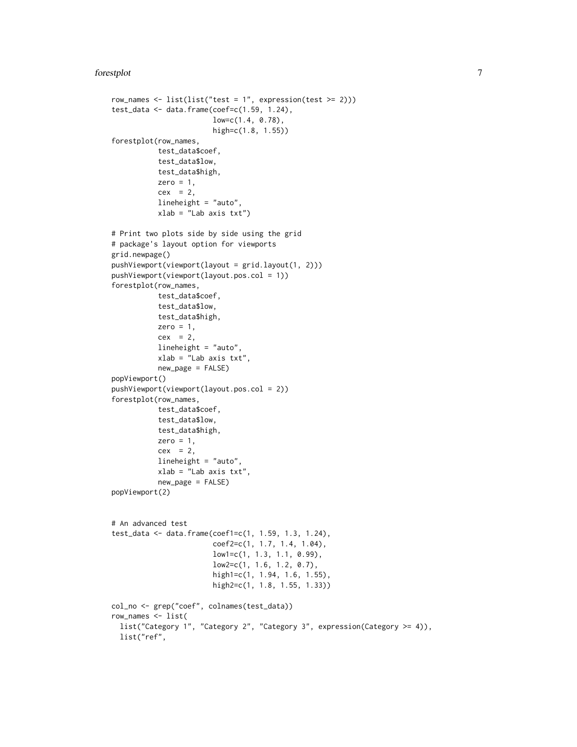```
row_names <- list(list("test = 1", expression(test >= 2)))
test_data <- data.frame(coef=c(1.59, 1.24),
                        low=c(1.4, 0.78),
                        high=c(1.8, 1.55))
forestplot(row_names,
           test_data$coef,
           test_data$low,
           test_data$high,
           zero = 1,
           cex  = 2,
           lineheight = "auto",
           xlab = "Lab axis txt")

# Print two plots side by side using the grid
# package's layout option for viewports
grid.newpage()
pushViewport(viewport(layout = grid.layout(1, 2)))
pushViewport(viewport(layout.pos.col = 1))
forestplot(row_names,
           test_data$coef,
           test_data$low,
           test_data$high,
           zero = 1,
           cex  = 2,
           lineheight = "auto",
           xlab = "Lab axis txt",
           new_page = FALSE)
popViewport()
pushViewport(viewport(layout.pos.col = 2))
forestplot(row_names,
           test_data$coef,
           test_data$low,
           test_data$high,
           zero = 1,
           cex  = 2,
           lineheight = "auto",
           xlab = "Lab axis txt",
           new_page = FALSE)
popViewport(2)


# An advanced test
test_data <- data.frame(coef1=c(1, 1.59, 1.3, 1.24),
                        coef2=c(1, 1.7, 1.4, 1.04),
                        low1=c(1, 1.3, 1.1, 0.99),
                        low2=c(1, 1.6, 1.2, 0.7),
                        high1=c(1, 1.94, 1.6, 1.55),
                        high2=c(1, 1.8, 1.55, 1.33))

col_no <- grep("coef", colnames(test_data))
row_names <- list(
  list("Category 1", "Category 2", "Category 3", expression(Category >= 4)),
  list("ref",
```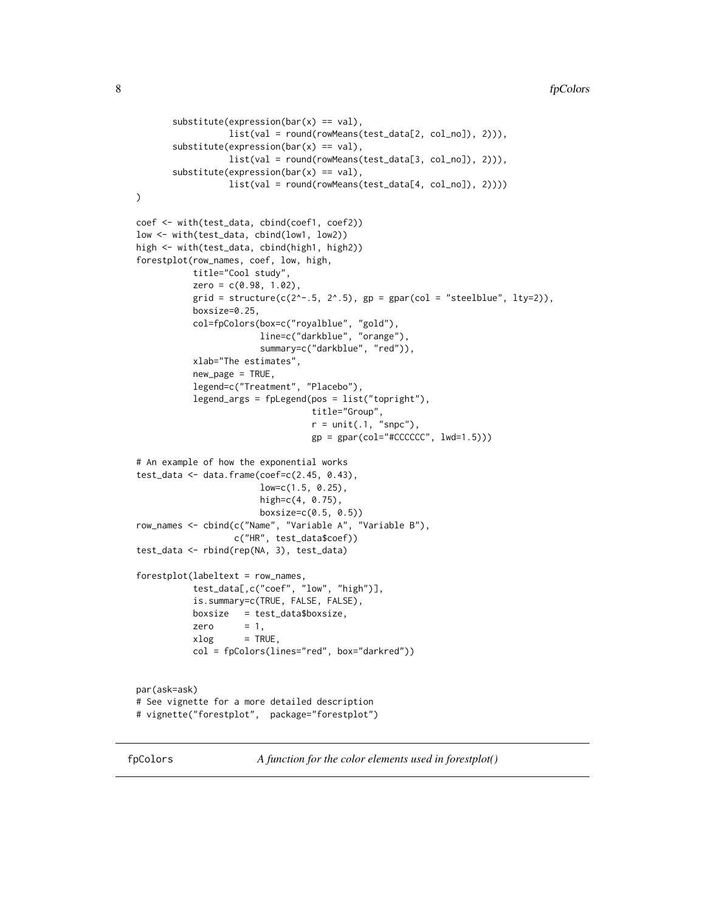```
        substitute(expression(bar(x) == val),
                   list(val = round(rowMeans(test_data[2, col_no]), 2))),
        substitute(expression(bar(x) == val),
                   list(val = round(rowMeans(test_data[3, col_no]), 2))),
        substitute(expression(bar(x) == val),
                   list(val = round(rowMeans(test_data[4, col_no]), 2))))
)

coef <- with(test_data, cbind(coef1, coef2))
low <- with(test_data, cbind(low1, low2))
high <- with(test_data, cbind(high1, high2))
forestplot(row_names, coef, low, high,
           title="Cool study",
           zero = c(0.98, 1.02),
           grid = structure(c(2^-.5, 2^.5), gp = gpar(col = "steelblue", lty=2)),
           boxsize=0.25,
           col=fpColors(box=c("royalblue", "gold"),
                        line=c("darkblue", "orange"),
                        summary=c("darkblue", "red")),
           xlab="The estimates",
           new_page = TRUE,
           legend=c("Treatment", "Placebo"),
           legend_args = fpLegend(pos = list("topright"),
                                  title="Group",
                                  r = unit(.1, "snpc"),
                                  gp = gpar(col="#CCCCCC", lwd=1.5)))

# An example of how the exponential works
test_data <- data.frame(coef=c(2.45, 0.43),
                        low=c(1.5, 0.25),
                        high=c(4, 0.75),
                        boxsize=c(0.5, 0.5))
row_names <- cbind(c("Name", "Variable A", "Variable B"),
                   c("HR", test_data$coef))
test_data <- rbind(rep(NA, 3), test_data)

forestplot(labeltext = row_names,
           test_data[,c("coef", "low", "high")],
           is.summary=c(TRUE, FALSE, FALSE),
           boxsize   = test_data$boxsize,
           zero      = 1,
           xlog      = TRUE,
           col = fpColors(lines="red", box="darkred"))


par(ask=ask)
# See vignette for a more detailed description
# vignette("forestplot",  package="forestplot")
```

---

## fpColors — *A function for the color elements used in forestplot()*

---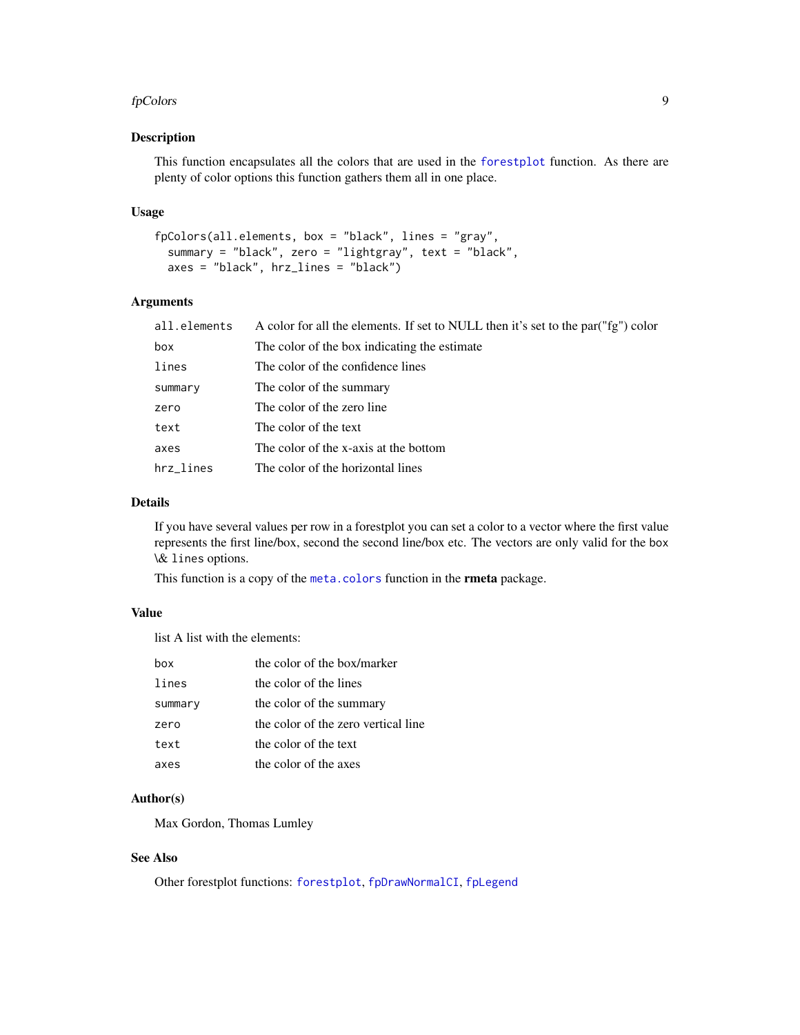## Description

This function encapsulates all the colors that are used in the forestplot function. As there are plenty of color options this function gathers them all in one place.

## Usage

```
fpColors(all.elements, box = "black", lines = "gray",
  summary = "black", zero = "lightgray", text = "black",
  axes = "black", hrz_lines = "black")
```

## Arguments

| | |
|---|---|
| all.elements | A color for all the elements. If set to NULL then it's set to the par("fg") color |
| box | The color of the box indicating the estimate |
| lines | The color of the confidence lines |
| summary | The color of the summary |
| zero | The color of the zero line |
| text | The color of the text |
| axes | The color of the x-axis at the bottom |
| hrz_lines | The color of the horizontal lines |

## Details

If you have several values per row in a forestplot you can set a color to a vector where the first value represents the first line/box, second the second line/box etc. The vectors are only valid for the box \& lines options.

This function is a copy of the meta.colors function in the **rmeta** package.

## Value

list A list with the elements:

| | |
|---|---|
| box | the color of the box/marker |
| lines | the color of the lines |
| summary | the color of the summary |
| zero | the color of the zero vertical line |
| text | the color of the text |
| axes | the color of the axes |

## Author(s)

Max Gordon, Thomas Lumley

## See Also

Other forestplot functions: forestplot, fpDrawNormalCI, fpLegend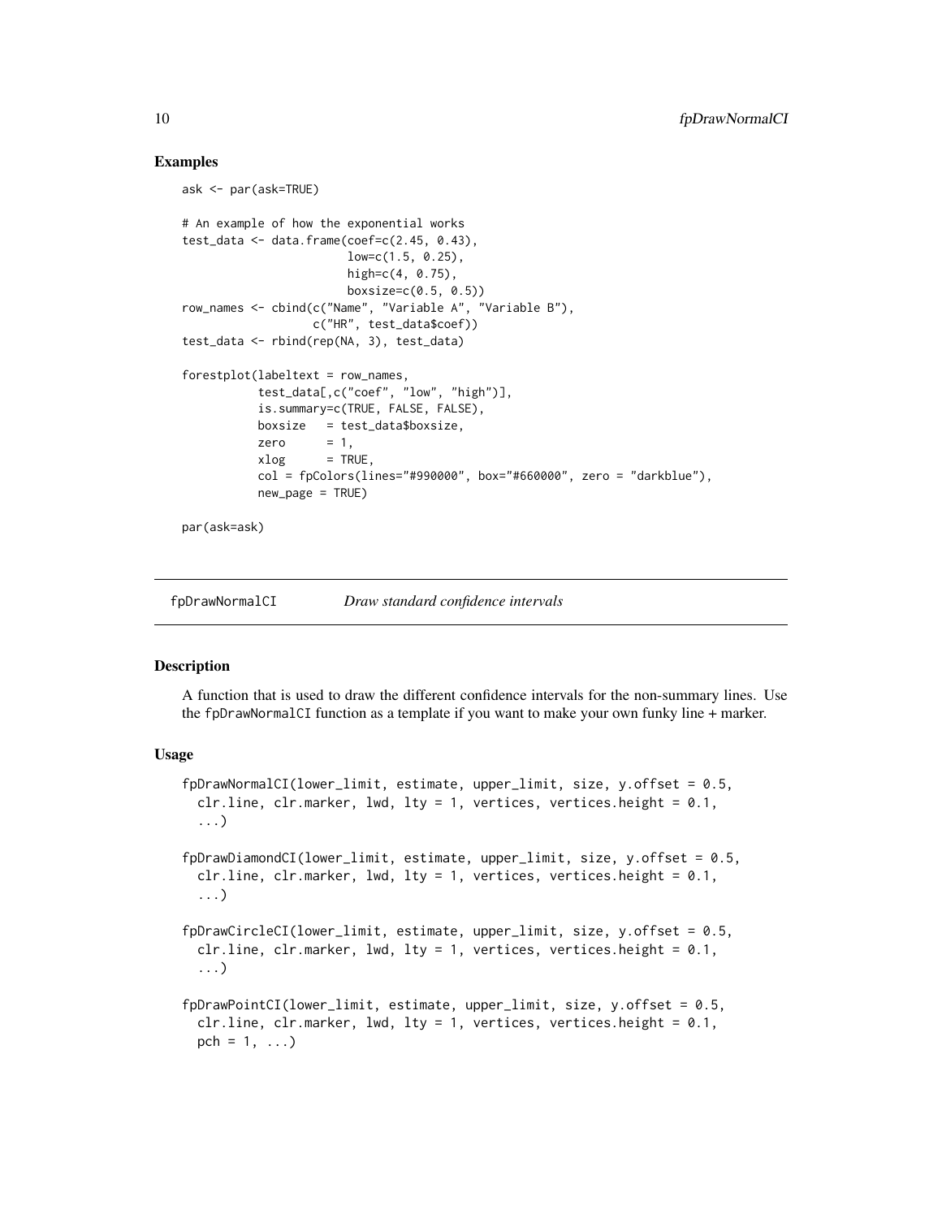## Examples

```
ask <- par(ask=TRUE)

# An example of how the exponential works
test_data <- data.frame(coef=c(2.45, 0.43),
                        low=c(1.5, 0.25),
                        high=c(4, 0.75),
                        boxsize=c(0.5, 0.5))
row_names <- cbind(c("Name", "Variable A", "Variable B"),
                   c("HR", test_data$coef))
test_data <- rbind(rep(NA, 3), test_data)

forestplot(labeltext = row_names,
           test_data[,c("coef", "low", "high")],
           is.summary=c(TRUE, FALSE, FALSE),
           boxsize   = test_data$boxsize,
           zero      = 1,
           xlog      = TRUE,
           col = fpColors(lines="#990000", box="#660000", zero = "darkblue"),
           new_page = TRUE)

par(ask=ask)
```

# fpDrawNormalCI *Draw standard confidence intervals*

## Description

A function that is used to draw the different confidence intervals for the non-summary lines. Use the `fpDrawNormalCI` function as a template if you want to make your own funky line + marker.

## Usage

```
fpDrawNormalCI(lower_limit, estimate, upper_limit, size, y.offset = 0.5,
  clr.line, clr.marker, lwd, lty = 1, vertices, vertices.height = 0.1,
  ...)

fpDrawDiamondCI(lower_limit, estimate, upper_limit, size, y.offset = 0.5,
  clr.line, clr.marker, lwd, lty = 1, vertices, vertices.height = 0.1,
  ...)

fpDrawCircleCI(lower_limit, estimate, upper_limit, size, y.offset = 0.5,
  clr.line, clr.marker, lwd, lty = 1, vertices, vertices.height = 0.1,
  ...)

fpDrawPointCI(lower_limit, estimate, upper_limit, size, y.offset = 0.5,
  clr.line, clr.marker, lwd, lty = 1, vertices, vertices.height = 0.1,
  pch = 1, ...)
```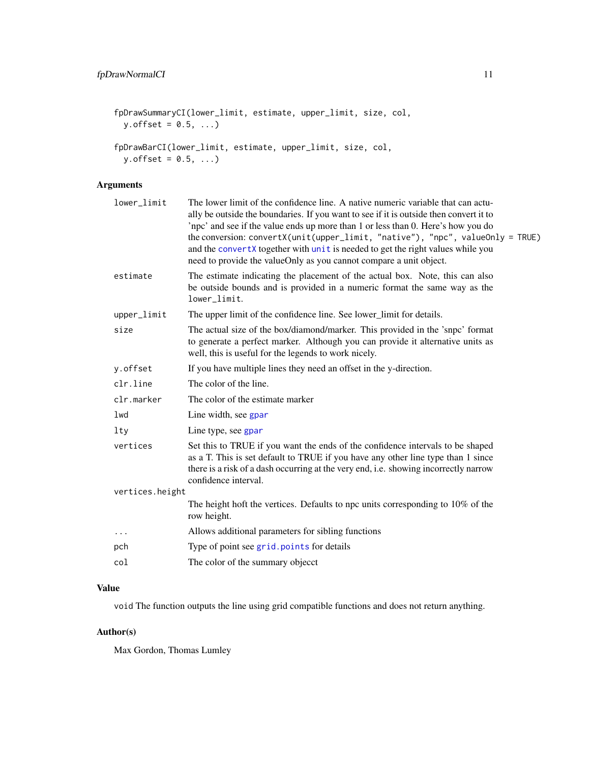```
fpDrawSummaryCI(lower_limit, estimate, upper_limit, size, col,
  y.offset = 0.5, ...)

fpDrawBarCI(lower_limit, estimate, upper_limit, size, col,
  y.offset = 0.5, ...)
```

## Arguments

| | |
|---|---|
| `lower_limit` | The lower limit of the confidence line. A native numeric variable that can actually be outside the boundaries. If you want to see if it is outside then convert it to 'npc' and see if the value ends up more than 1 or less than 0. Here's how you do the conversion: `convertX(unit(upper_limit, "native"), "npc", valueOnly = TRUE)` and the `convertX` together with `unit` is needed to get the right values while you need to provide the valueOnly as you cannot compare a unit object. |
| `estimate` | The estimate indicating the placement of the actual box. Note, this can also be outside bounds and is provided in a numeric format the same way as the `lower_limit`. |
| `upper_limit` | The upper limit of the confidence line. See lower_limit for details. |
| `size` | The actual size of the box/diamond/marker. This provided in the 'snpc' format to generate a perfect marker. Although you can provide it alternative units as well, this is useful for the legends to work nicely. |
| `y.offset` | If you have multiple lines they need an offset in the y-direction. |
| `clr.line` | The color of the line. |
| `clr.marker` | The color of the estimate marker |
| `lwd` | Line width, see `gpar` |
| `lty` | Line type, see `gpar` |
| `vertices` | Set this to TRUE if you want the ends of the confidence intervals to be shaped as a T. This is set default to TRUE if you have any other line type than 1 since there is a risk of a dash occurring at the very end, i.e. showing incorrectly narrow confidence interval. |
| `vertices.height` | The height hoft the vertices. Defaults to npc units corresponding to 10% of the row height. |
| `...` | Allows additional parameters for sibling functions |
| `pch` | Type of point see `grid.points` for details |
| `col` | The color of the summary objecct |

## Value

`void` The function outputs the line using grid compatible functions and does not return anything.

## Author(s)

Max Gordon, Thomas Lumley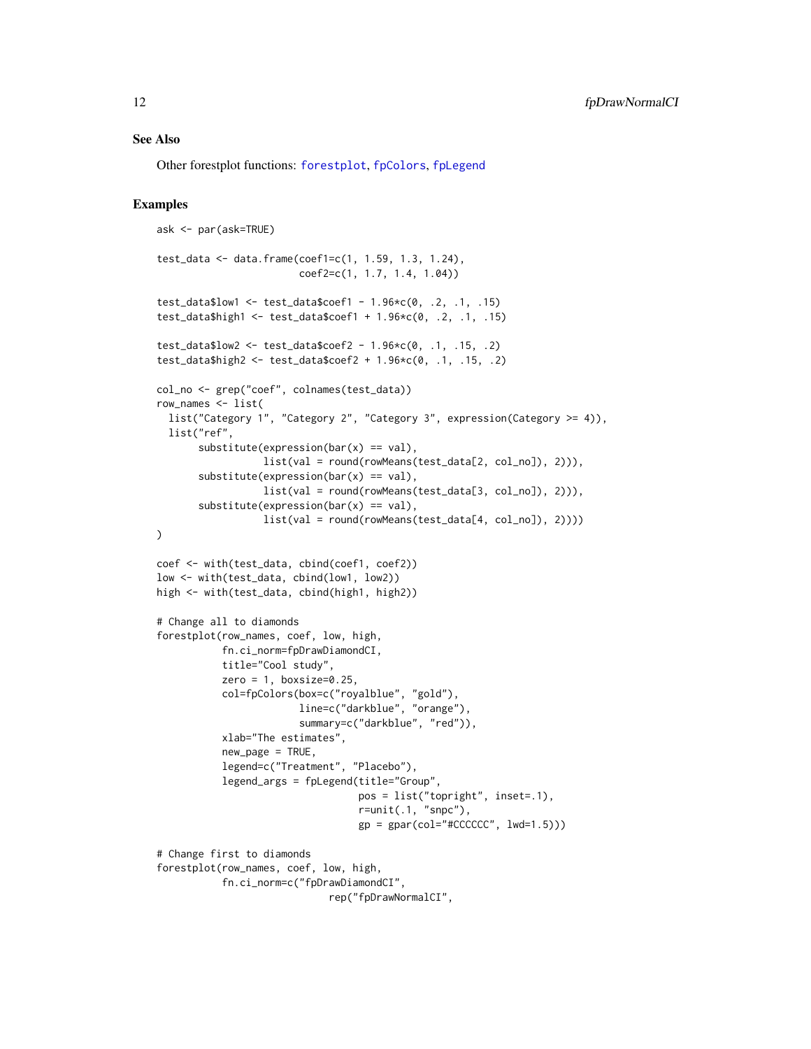### See Also

Other forestplot functions: forestplot, fpColors, fpLegend

### Examples

```
ask <- par(ask=TRUE)

test_data <- data.frame(coef1=c(1, 1.59, 1.3, 1.24),
                        coef2=c(1, 1.7, 1.4, 1.04))

test_data$low1 <- test_data$coef1 - 1.96*c(0, .2, .1, .15)
test_data$high1 <- test_data$coef1 + 1.96*c(0, .2, .1, .15)

test_data$low2 <- test_data$coef2 - 1.96*c(0, .1, .15, .2)
test_data$high2 <- test_data$coef2 + 1.96*c(0, .1, .15, .2)

col_no <- grep("coef", colnames(test_data))
row_names <- list(
  list("Category 1", "Category 2", "Category 3", expression(Category >= 4)),
  list("ref",
       substitute(expression(bar(x) == val),
                  list(val = round(rowMeans(test_data[2, col_no]), 2))),
       substitute(expression(bar(x) == val),
                  list(val = round(rowMeans(test_data[3, col_no]), 2))),
       substitute(expression(bar(x) == val),
                  list(val = round(rowMeans(test_data[4, col_no]), 2))))
)

coef <- with(test_data, cbind(coef1, coef2))
low <- with(test_data, cbind(low1, low2))
high <- with(test_data, cbind(high1, high2))

# Change all to diamonds
forestplot(row_names, coef, low, high,
           fn.ci_norm=fpDrawDiamondCI,
           title="Cool study",
           zero = 1, boxsize=0.25,
           col=fpColors(box=c("royalblue", "gold"),
                        line=c("darkblue", "orange"),
                        summary=c("darkblue", "red")),
           xlab="The estimates",
           new_page = TRUE,
           legend=c("Treatment", "Placebo"),
           legend_args = fpLegend(title="Group",
                                  pos = list("topright", inset=.1),
                                  r=unit(.1, "snpc"),
                                  gp = gpar(col="#CCCCCC", lwd=1.5)))

# Change first to diamonds
forestplot(row_names, coef, low, high,
           fn.ci_norm=c("fpDrawDiamondCI",
                        rep("fpDrawNormalCI",
```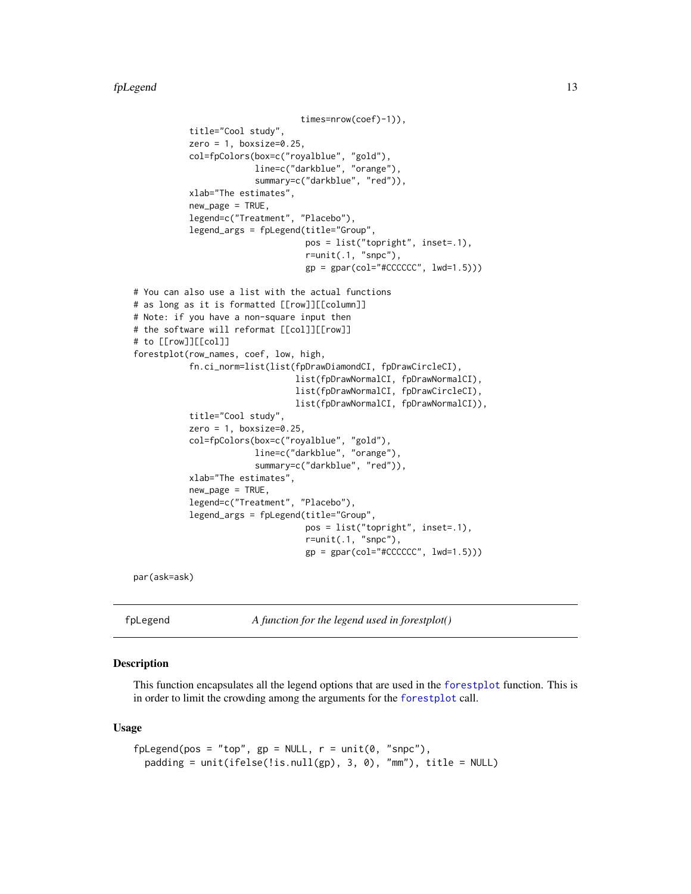```
                              times=nrow(coef)-1)),
           title="Cool study",
           zero = 1, boxsize=0.25,
           col=fpColors(box=c("royalblue", "gold"),
                        line=c("darkblue", "orange"),
                        summary=c("darkblue", "red")),
           xlab="The estimates",
           new_page = TRUE,
           legend=c("Treatment", "Placebo"),
           legend_args = fpLegend(title="Group",
                                  pos = list("topright", inset=.1),
                                  r=unit(.1, "snpc"),
                                  gp = gpar(col="#CCCCCC", lwd=1.5)))

# You can also use a list with the actual functions
# as long as it is formatted [[row]][[column]]
# Note: if you have a non-square input then
# the software will reformat [[col]][[row]]
# to [[row]][[col]]
forestplot(row_names, coef, low, high,
           fn.ci_norm=list(list(fpDrawDiamondCI, fpDrawCircleCI),
                           list(fpDrawNormalCI, fpDrawNormalCI),
                           list(fpDrawNormalCI, fpDrawCircleCI),
                           list(fpDrawNormalCI, fpDrawNormalCI)),
           title="Cool study",
           zero = 1, boxsize=0.25,
           col=fpColors(box=c("royalblue", "gold"),
                        line=c("darkblue", "orange"),
                        summary=c("darkblue", "red")),
           xlab="The estimates",
           new_page = TRUE,
           legend=c("Treatment", "Placebo"),
           legend_args = fpLegend(title="Group",
                                  pos = list("topright", inset=.1),
                                  r=unit(.1, "snpc"),
                                  gp = gpar(col="#CCCCCC", lwd=1.5)))

par(ask=ask)
```

---

## fpLegend — *A function for the legend used in forestplot()*

---

### Description

This function encapsulates all the legend options that are used in the forestplot function. This is in order to limit the crowding among the arguments for the forestplot call.

### Usage

```
fpLegend(pos = "top", gp = NULL, r = unit(0, "snpc"),
  padding = unit(ifelse(!is.null(gp), 3, 0), "mm"), title = NULL)
```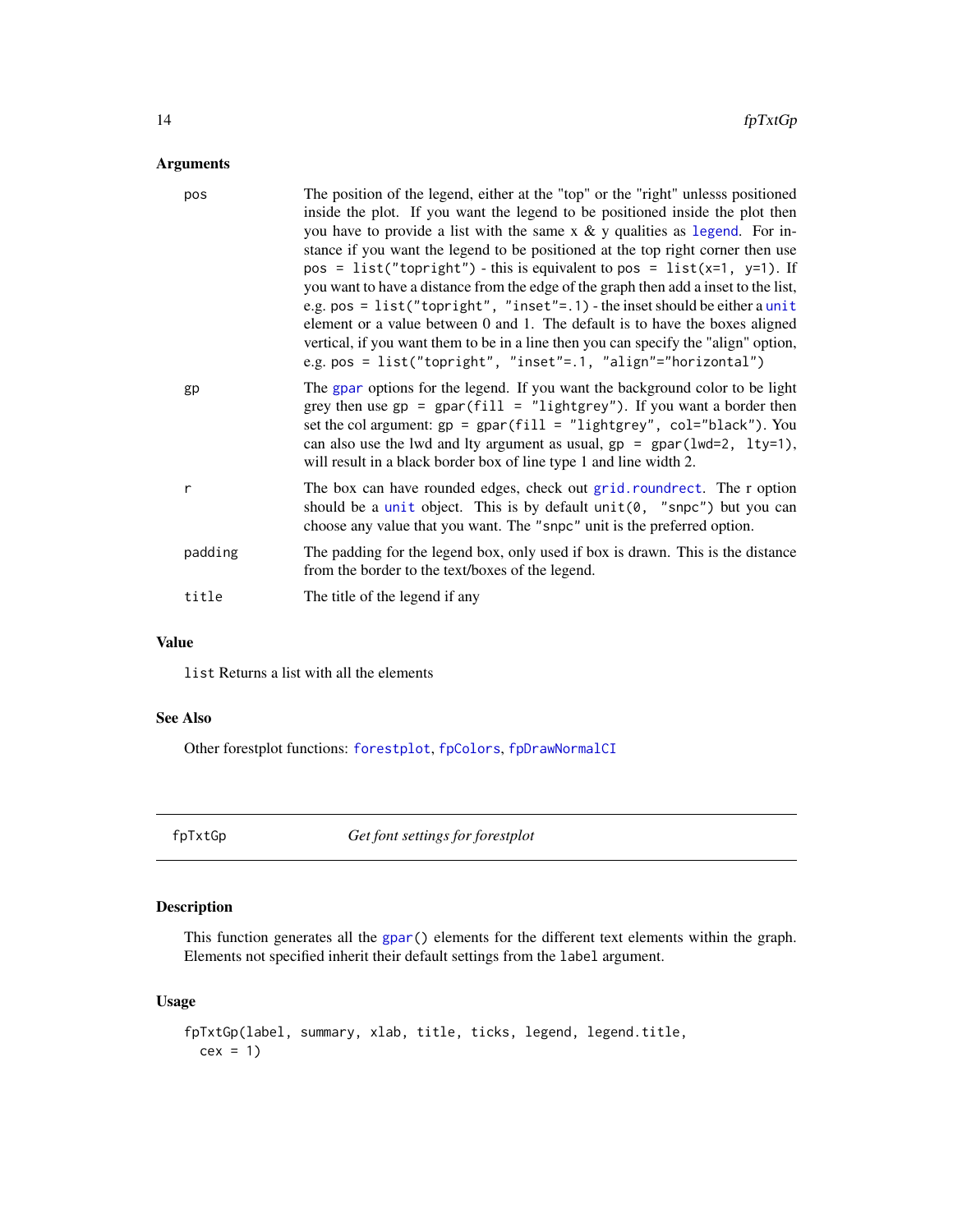## Arguments

| | |
|---|---|
| pos | The position of the legend, either at the "top" or the "right" unlesss positioned inside the plot. If you want the legend to be positioned inside the plot then you have to provide a list with the same x & y qualities as `legend`. For instance if you want the legend to be positioned at the top right corner then use `pos = list("topright")` - this is equivalent to `pos = list(x=1, y=1)`. If you want to have a distance from the edge of the graph then add a inset to the list, e.g. `pos = list("topright", "inset"=.1)` - the inset should be either a `unit` element or a value between 0 and 1. The default is to have the boxes aligned vertical, if you want them to be in a line then you can specify the "align" option, e.g. `pos = list("topright", "inset"=.1, "align"="horizontal")` |
| gp | The `gpar` options for the legend. If you want the background color to be light grey then use `gp = gpar(fill = "lightgrey")`. If you want a border then set the col argument: `gp = gpar(fill = "lightgrey", col="black")`. You can also use the lwd and lty argument as usual, `gp = gpar(lwd=2, lty=1)`, will result in a black border box of line type 1 and line width 2. |
| r | The box can have rounded edges, check out `grid.roundrect`. The r option should be a `unit` object. This is by default `unit(0, "snpc")` but you can choose any value that you want. The `"snpc"` unit is the preferred option. |
| padding | The padding for the legend box, only used if box is drawn. This is the distance from the border to the text/boxes of the legend. |
| title | The title of the legend if any |

## Value

`list` Returns a list with all the elements

## See Also

Other forestplot functions: `forestplot`, `fpColors`, `fpDrawNormalCI`

---

# fpTxtGp &nbsp;&nbsp;&nbsp; *Get font settings for forestplot*

## Description

This function generates all the `gpar()` elements for the different text elements within the graph. Elements not specified inherit their default settings from the `label` argument.

## Usage

```
fpTxtGp(label, summary, xlab, title, ticks, legend, legend.title,
  cex = 1)
```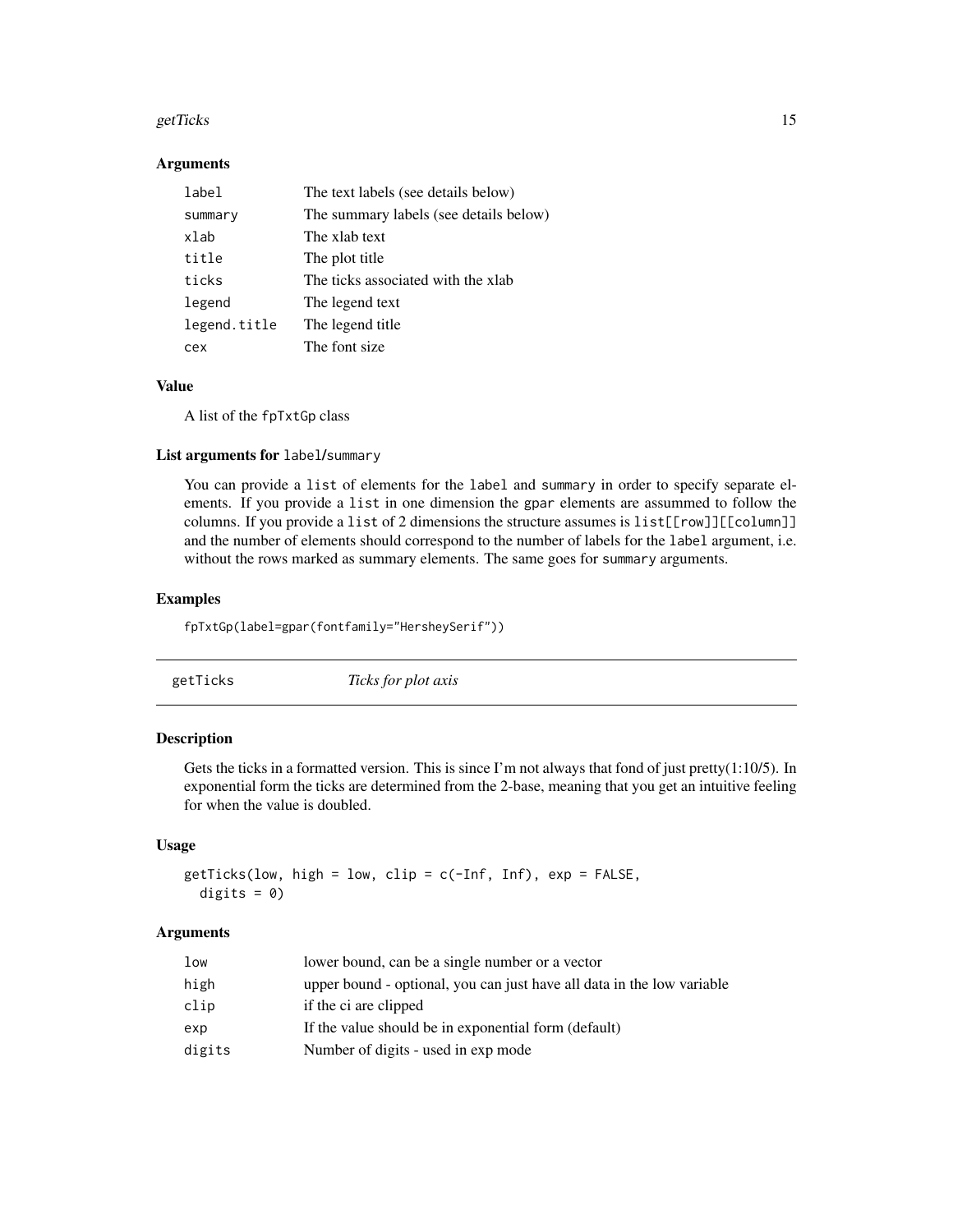### Arguments

| | |
|---|---|
| `label` | The text labels (see details below) |
| `summary` | The summary labels (see details below) |
| `xlab` | The xlab text |
| `title` | The plot title |
| `ticks` | The ticks associated with the xlab |
| `legend` | The legend text |
| `legend.title` | The legend title |
| `cex` | The font size |

### Value

A list of the `fpTxtGp` class

### List arguments for `label`/`summary`

You can provide a `list` of elements for the `label` and `summary` in order to specify separate elements. If you provide a `list` in one dimension the `gpar` elements are assummed to follow the columns. If you provide a `list` of 2 dimensions the structure assumes is `list[[row]][[column]]` and the number of elements should correspond to the number of labels for the `label` argument, i.e. without the rows marked as summary elements. The same goes for `summary` arguments.

### Examples

```
fpTxtGp(label=gpar(fontfamily="HersheySerif"))
```

## getTicks &nbsp;&nbsp;&nbsp;&nbsp; *Ticks for plot axis*

### Description

Gets the ticks in a formatted version. This is since I'm not always that fond of just pretty(1:10/5). In exponential form the ticks are determined from the 2-base, meaning that you get an intuitive feeling for when the value is doubled.

### Usage

```
getTicks(low, high = low, clip = c(-Inf, Inf), exp = FALSE,
  digits = 0)
```

### Arguments

| | |
|---|---|
| `low` | lower bound, can be a single number or a vector |
| `high` | upper bound - optional, you can just have all data in the low variable |
| `clip` | if the ci are clipped |
| `exp` | If the value should be in exponential form (default) |
| `digits` | Number of digits - used in exp mode |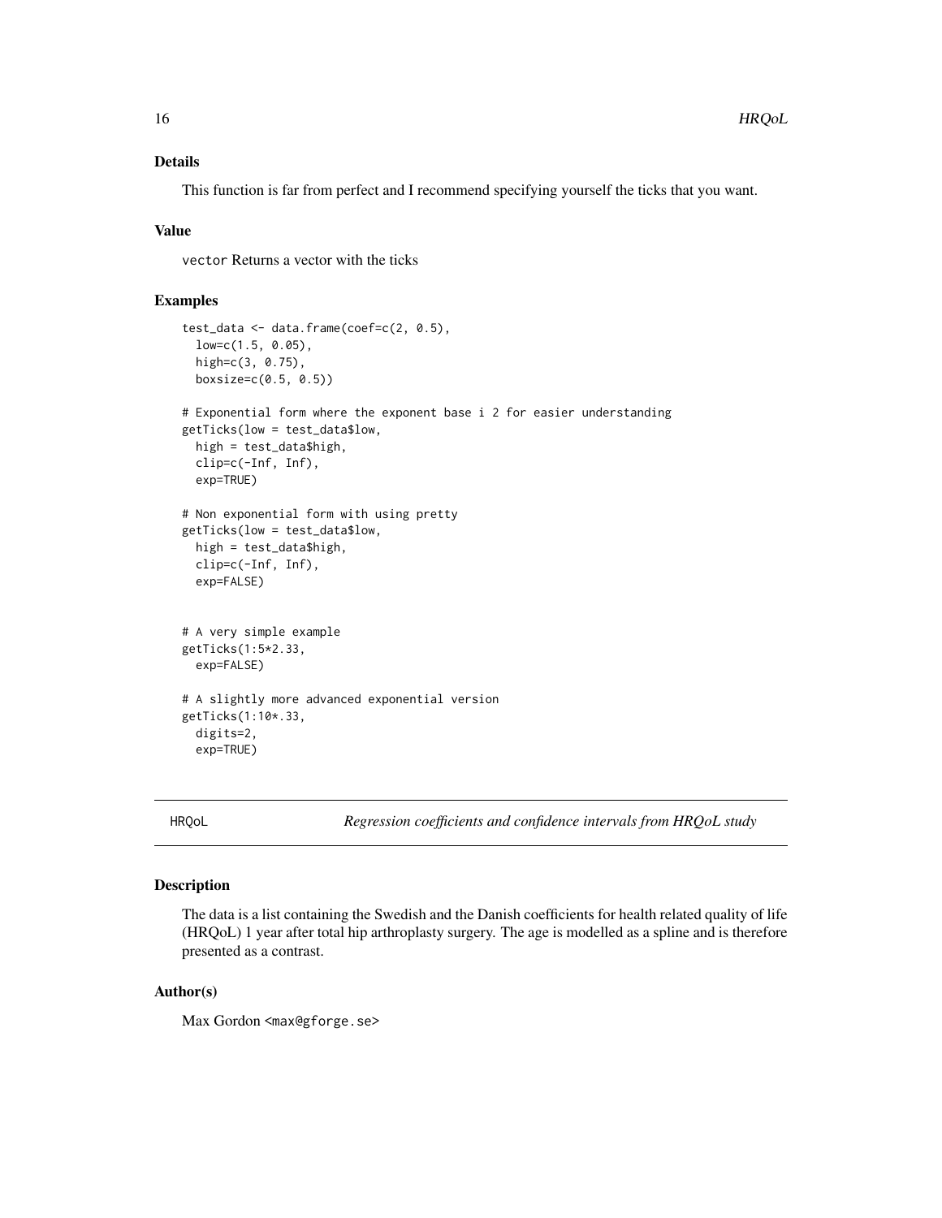### Details

This function is far from perfect and I recommend specifying yourself the ticks that you want.

### Value

`vector` Returns a vector with the ticks

### Examples

```
test_data <- data.frame(coef=c(2, 0.5),
  low=c(1.5, 0.05),
  high=c(3, 0.75),
  boxsize=c(0.5, 0.5))

# Exponential form where the exponent base i 2 for easier understanding
getTicks(low = test_data$low,
  high = test_data$high,
  clip=c(-Inf, Inf),
  exp=TRUE)

# Non exponential form with using pretty
getTicks(low = test_data$low,
  high = test_data$high,
  clip=c(-Inf, Inf),
  exp=FALSE)


# A very simple example
getTicks(1:5*2.33,
  exp=FALSE)

# A slightly more advanced exponential version
getTicks(1:10*.33,
  digits=2,
  exp=TRUE)
```

---

## HRQoL — *Regression coefficients and confidence intervals from HRQoL study*

---

### Description

The data is a list containing the Swedish and the Danish coefficients for health related quality of life (HRQoL) 1 year after total hip arthroplasty surgery. The age is modelled as a spline and is therefore presented as a contrast.

### Author(s)

Max Gordon <max@gforge.se>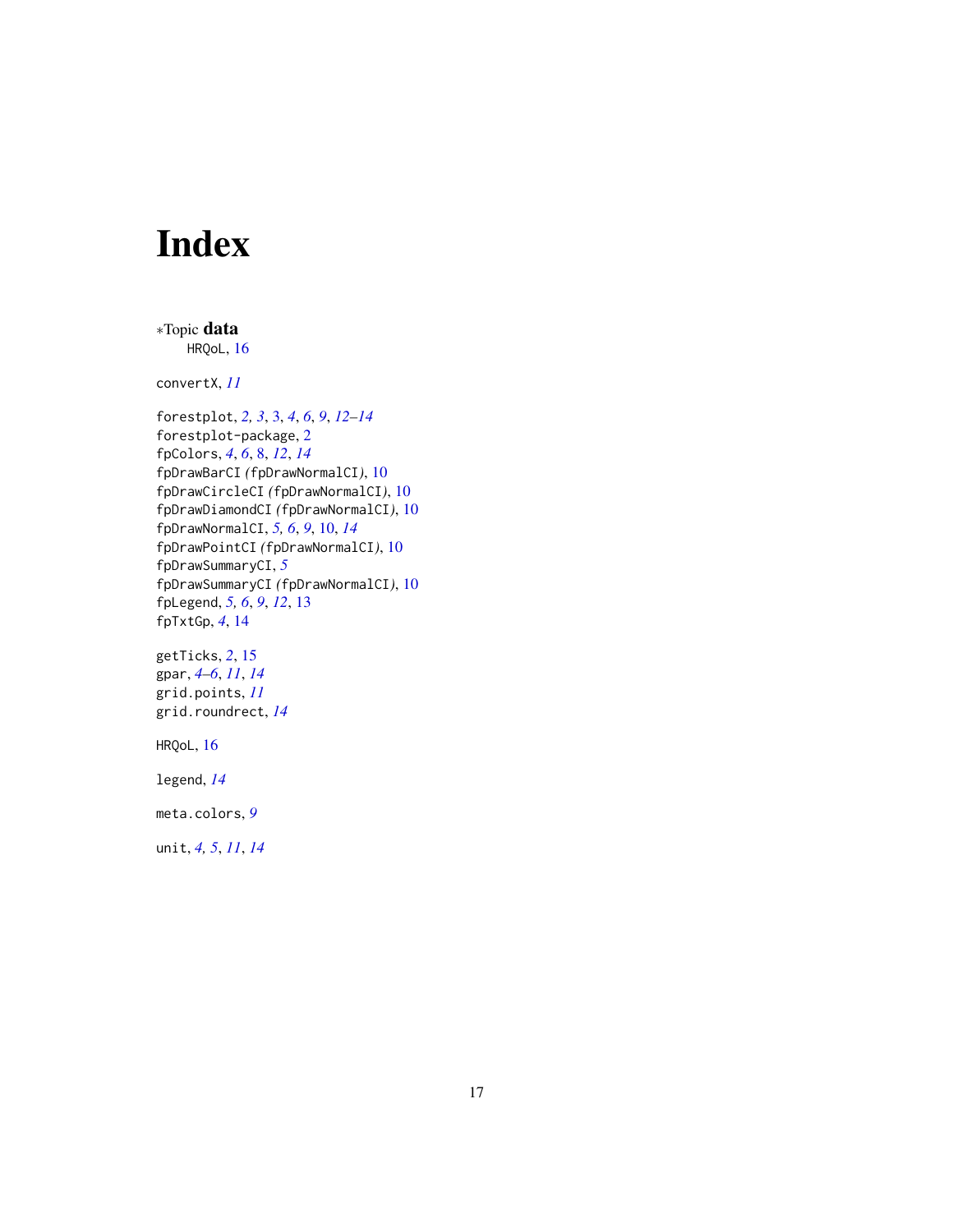# Index

∗Topic **data**
HRQoL, 16

convertX, *11*

forestplot, *2, 3*, 3, *4*, *6*, *9*, *12–14*
forestplot-package, 2
fpColors, *4*, *6*, 8, *12*, *14*
fpDrawBarCI *(*fpDrawNormalCI*)*, 10
fpDrawCircleCI *(*fpDrawNormalCI*)*, 10
fpDrawDiamondCI *(*fpDrawNormalCI*)*, 10
fpDrawNormalCI, *5, 6*, *9*, 10, *14*
fpDrawPointCI *(*fpDrawNormalCI*)*, 10
fpDrawSummaryCI, *5*
fpDrawSummaryCI *(*fpDrawNormalCI*)*, 10
fpLegend, *5, 6*, *9*, *12*, 13
fpTxtGp, *4*, 14

getTicks, *2*, 15
gpar, *4–6*, *11*, *14*
grid.points, *11*
grid.roundrect, *14*

HRQoL, 16

legend, *14*

meta.colors, *9*

unit, *4, 5*, *11*, *14*